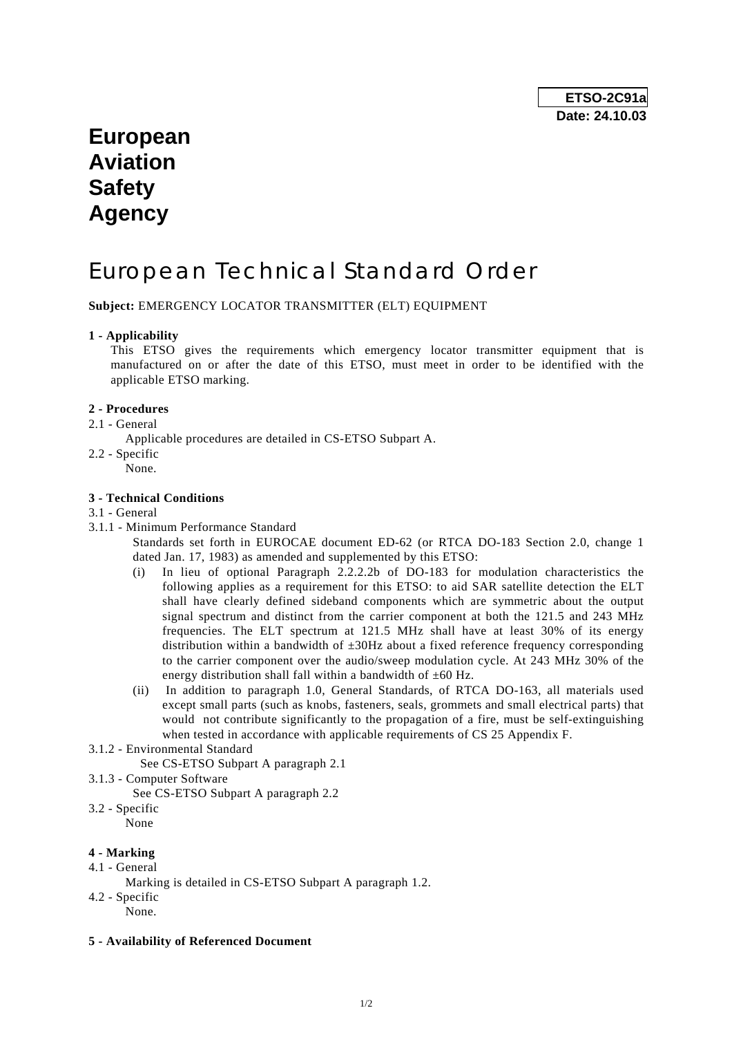**ETSO-2C91a**
**Date: 24.10.03**

# European Aviation Safety Agency

# European Technical Standard Order

**Subject:** EMERGENCY LOCATOR TRANSMITTER (ELT) EQUIPMENT

**1 - Applicability**

This ETSO gives the requirements which emergency locator transmitter equipment that is manufactured on or after the date of this ETSO, must meet in order to be identified with the applicable ETSO marking.

**2 - Procedures**

2.1 - General

Applicable procedures are detailed in CS-ETSO Subpart A.

2.2 - Specific

None.

**3 - Technical Conditions**

3.1 - General

3.1.1 - Minimum Performance Standard

Standards set forth in EUROCAE document ED-62 (or RTCA DO-183 Section 2.0, change 1 dated Jan. 17, 1983) as amended and supplemented by this ETSO:

(i) In lieu of optional Paragraph 2.2.2.2b of DO-183 for modulation characteristics the following applies as a requirement for this ETSO: to aid SAR satellite detection the ELT shall have clearly defined sideband components which are symmetric about the output signal spectrum and distinct from the carrier component at both the 121.5 and 243 MHz frequencies. The ELT spectrum at 121.5 MHz shall have at least 30% of its energy distribution within a bandwidth of ±30Hz about a fixed reference frequency corresponding to the carrier component over the audio/sweep modulation cycle. At 243 MHz 30% of the energy distribution shall fall within a bandwidth of ±60 Hz.

(ii) In addition to paragraph 1.0, General Standards, of RTCA DO-163, all materials used except small parts (such as knobs, fasteners, seals, grommets and small electrical parts) that would not contribute significantly to the propagation of a fire, must be self-extinguishing when tested in accordance with applicable requirements of CS 25 Appendix F.

3.1.2 - Environmental Standard

See CS-ETSO Subpart A paragraph 2.1

3.1.3 - Computer Software

See CS-ETSO Subpart A paragraph 2.2

3.2 - Specific

None

**4 - Marking**

4.1 - General

Marking is detailed in CS-ETSO Subpart A paragraph 1.2.

4.2 - Specific

None.

**5 - Availability of Referenced Document**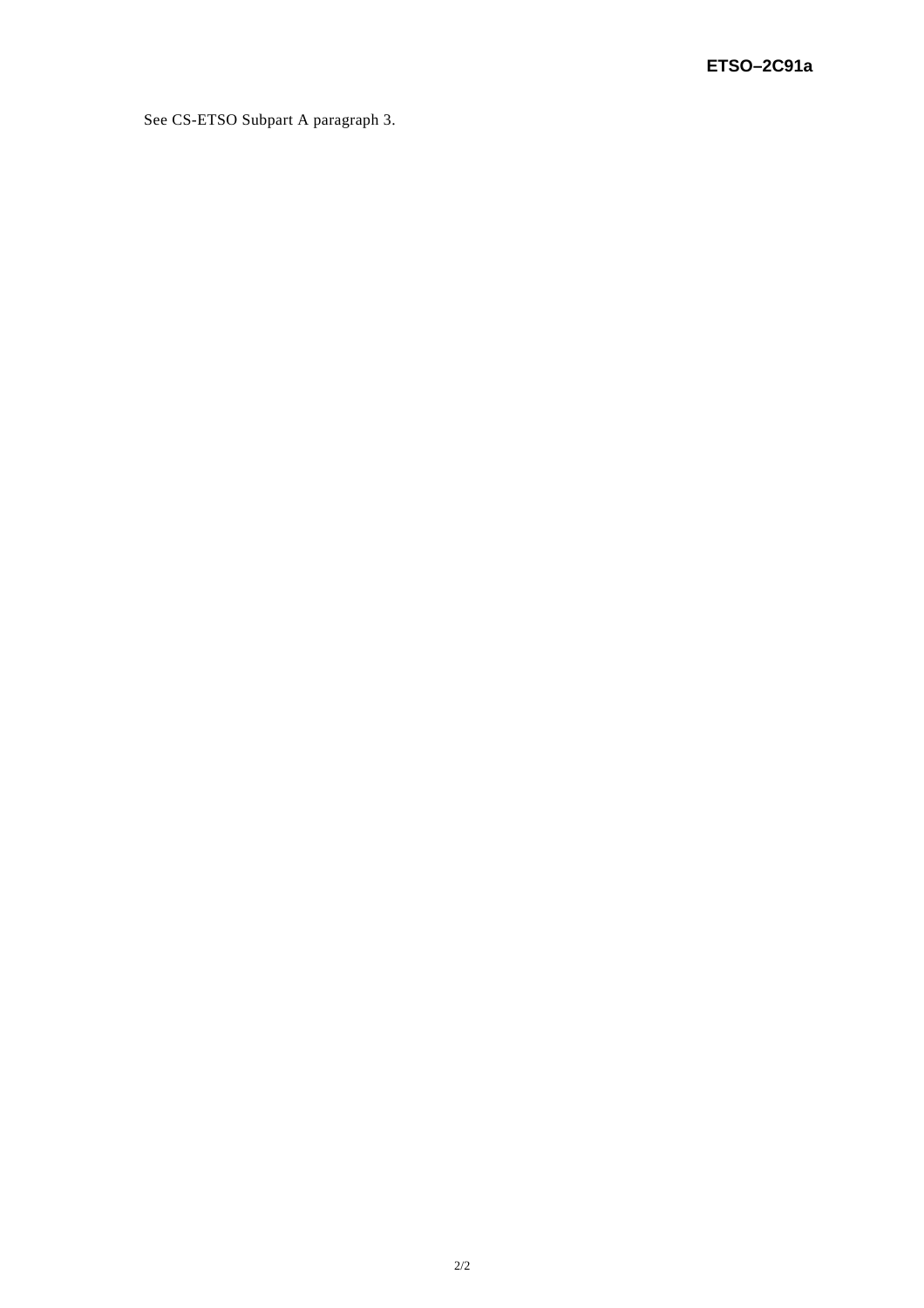See CS-ETSO Subpart A paragraph 3.